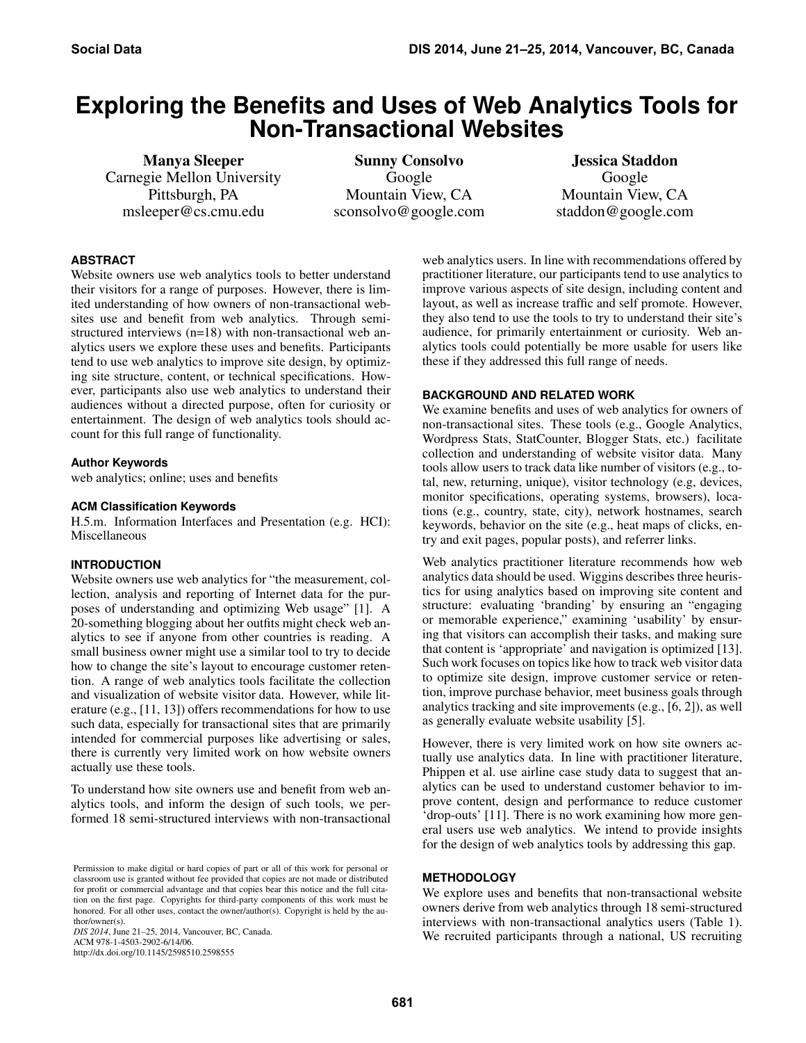# Exploring the Benefits and Uses of Web Analytics Tools for Non-Transactional Websites

**Manya Sleeper**
Carnegie Mellon University
Pittsburgh, PA
msleeper@cs.cmu.edu

**Sunny Consolvo**
Google
Mountain View, CA
sconsolvo@google.com

**Jessica Staddon**
Google
Mountain View, CA
staddon@google.com

## ABSTRACT

Website owners use web analytics tools to better understand their visitors for a range of purposes. However, there is limited understanding of how owners of non-transactional websites use and benefit from web analytics. Through semi-structured interviews (n=18) with non-transactional web analytics users we explore these uses and benefits. Participants tend to use web analytics to improve site design, by optimizing site structure, content, or technical specifications. However, participants also use web analytics to understand their audiences without a directed purpose, often for curiosity or entertainment. The design of web analytics tools should account for this full range of functionality.

### Author Keywords

web analytics; online; uses and benefits

### ACM Classification Keywords

H.5.m. Information Interfaces and Presentation (e.g. HCI): Miscellaneous

## INTRODUCTION

Website owners use web analytics for "the measurement, collection, analysis and reporting of Internet data for the purposes of understanding and optimizing Web usage" [1]. A 20-something blogging about her outfits might check web analytics to see if anyone from other countries is reading. A small business owner might use a similar tool to try to decide how to change the site's layout to encourage customer retention. A range of web analytics tools facilitate the collection and visualization of website visitor data. However, while literature (e.g., [11, 13]) offers recommendations for how to use such data, especially for transactional sites that are primarily intended for commercial purposes like advertising or sales, there is currently very limited work on how website owners actually use these tools.

To understand how site owners use and benefit from web analytics tools, and inform the design of such tools, we performed 18 semi-structured interviews with non-transactional web analytics users. In line with recommendations offered by practitioner literature, our participants tend to use analytics to improve various aspects of site design, including content and layout, as well as increase traffic and self promote. However, they also tend to use the tools to try to understand their site's audience, for primarily entertainment or curiosity. Web analytics tools could potentially be more usable for users like these if they addressed this full range of needs.

## BACKGROUND AND RELATED WORK

We examine benefits and uses of web analytics for owners of non-transactional sites. These tools (e.g., Google Analytics, Wordpress Stats, StatCounter, Blogger Stats, etc.) facilitate collection and understanding of website visitor data. Many tools allow users to track data like number of visitors (e.g., total, new, returning, unique), visitor technology (e.g, devices, monitor specifications, operating systems, browsers), locations (e.g., country, state, city), network hostnames, search keywords, behavior on the site (e.g., heat maps of clicks, entry and exit pages, popular posts), and referrer links.

Web analytics practitioner literature recommends how web analytics data should be used. Wiggins describes three heuristics for using analytics based on improving site content and structure: evaluating 'branding' by ensuring an "engaging or memorable experience," examining 'usability' by ensuring that visitors can accomplish their tasks, and making sure that content is 'appropriate' and navigation is optimized [13]. Such work focuses on topics like how to track web visitor data to optimize site design, improve customer service or retention, improve purchase behavior, meet business goals through analytics tracking and site improvements (e.g., [6, 2]), as well as generally evaluate website usability [5].

However, there is very limited work on how site owners actually use analytics data. In line with practitioner literature, Phippen et al. use airline case study data to suggest that analytics can be used to understand customer behavior to improve content, design and performance to reduce customer 'drop-outs' [11]. There is no work examining how more general users use web analytics. We intend to provide insights for the design of web analytics tools by addressing this gap.

## METHODOLOGY

We explore uses and benefits that non-transactional website owners derive from web analytics through 18 semi-structured interviews with non-transactional analytics users (Table 1). We recruited participants through a national, US recruiting

Permission to make digital or hard copies of part or all of this work for personal or classroom use is granted without fee provided that copies are not made or distributed for profit or commercial advantage and that copies bear this notice and the full citation on the first page. Copyrights for third-party components of this work must be honored. For all other uses, contact the owner/author(s). Copyright is held by the author/owner(s).
*DIS 2014*, June 21–25, 2014, Vancouver, BC, Canada.
ACM 978-1-4503-2902-6/14/06.
http://dx.doi.org/10.1145/2598510.2598555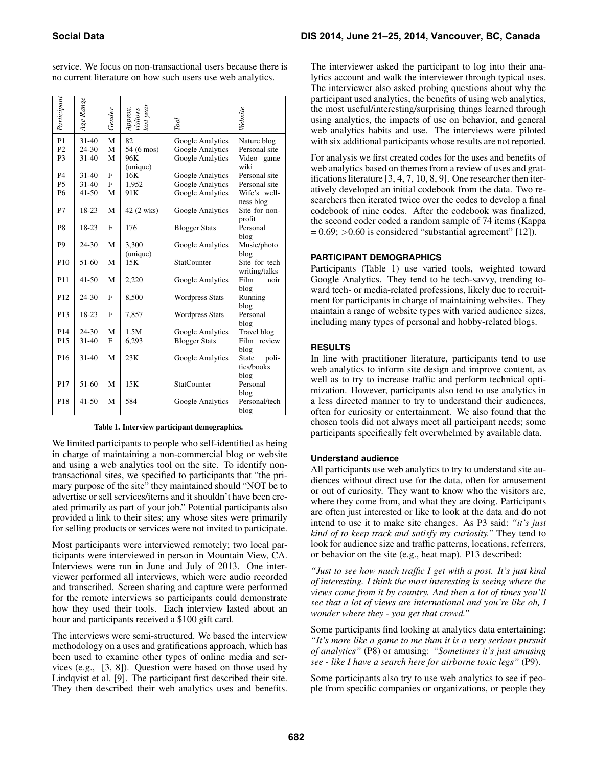service. We focus on non-transactional users because there is no current literature on how such users use web analytics.

| Participant | Age Range | Gender | Approx. visitors last year | Tool | Website |
|---|---|---|---|---|---|
| P1 | 31-40 | M | 82 | Google Analytics | Nature blog |
| P2 | 24-30 | M | 54 (6 mos) | Google Analytics | Personal site |
| P3 | 31-40 | M | 96K (unique) | Google Analytics | Video game wiki |
| P4 | 31-40 | F | 16K | Google Analytics | Personal site |
| P5 | 31-40 | F | 1,952 | Google Analytics | Personal site |
| P6 | 41-50 | M | 91K | Google Analytics | Wife's wellness blog |
| P7 | 18-23 | M | 42 (2 wks) | Google Analytics | Site for non-profit |
| P8 | 18-23 | F | 176 | Blogger Stats | Personal blog |
| P9 | 24-30 | M | 3,300 (unique) | Google Analytics | Music/photo blog |
| P10 | 51-60 | M | 15K | StatCounter | Site for tech writing/talks |
| P11 | 41-50 | M | 2,220 | Google Analytics | Film noir blog |
| P12 | 24-30 | F | 8,500 | Wordpress Stats | Running blog |
| P13 | 18-23 | F | 7,857 | Wordpress Stats | Personal blog |
| P14 | 24-30 | M | 1.5M | Google Analytics | Travel blog |
| P15 | 31-40 | F | 6,293 | Blogger Stats | Film review blog |
| P16 | 31-40 | M | 23K | Google Analytics | State politics/books blog |
| P17 | 51-60 | M | 15K | StatCounter | Personal blog |
| P18 | 41-50 | M | 584 | Google Analytics | Personal/tech blog |

**Table 1. Interview participant demographics.**

We limited participants to people who self-identified as being in charge of maintaining a non-commercial blog or website and using a web analytics tool on the site. To identify non-transactional sites, we specified to participants that "the primary purpose of the site" they maintained should "NOT be to advertise or sell services/items and it shouldn't have been created primarily as part of your job." Potential participants also provided a link to their sites; any whose sites were primarily for selling products or services were not invited to participate.

Most participants were interviewed remotely; two local participants were interviewed in person in Mountain View, CA. Interviews were run in June and July of 2013. One interviewer performed all interviews, which were audio recorded and transcribed. Screen sharing and capture were performed for the remote interviews so participants could demonstrate how they used their tools. Each interview lasted about an hour and participants received a $100 gift card.

The interviews were semi-structured. We based the interview methodology on a uses and gratifications approach, which has been used to examine other types of online media and services (e.g., [3, 8]). Question were based on those used by Lindqvist et al. [9]. The participant first described their site. They then described their web analytics uses and benefits. The interviewer asked the participant to log into their analytics account and walk the interviewer through typical uses. The interviewer also asked probing questions about why the participant used analytics, the benefits of using web analytics, the most useful/interesting/surprising things learned through using analytics, the impacts of use on behavior, and general web analytics habits and use. The interviews were piloted with six additional participants whose results are not reported.

For analysis we first created codes for the uses and benefits of web analytics based on themes from a review of uses and gratifications literature [3, 4, 7, 10, 8, 9]. One researcher then iteratively developed an initial codebook from the data. Two researchers then iterated twice over the codes to develop a final codebook of nine codes. After the codebook was finalized, the second coder coded a random sample of 74 items (Kappa = 0.69; >0.60 is considered "substantial agreement" [12]).

## PARTICIPANT DEMOGRAPHICS

Participants (Table 1) use varied tools, weighted toward Google Analytics. They tend to be tech-savvy, trending toward tech- or media-related professions, likely due to recruitment for participants in charge of maintaining websites. They maintain a range of website types with varied audience sizes, including many types of personal and hobby-related blogs.

## RESULTS

In line with practitioner literature, participants tend to use web analytics to inform site design and improve content, as well as to try to increase traffic and perform technical optimization. However, participants also tend to use analytics in a less directed manner to try to understand their audiences, often for curiosity or entertainment. We also found that the chosen tools did not always meet all participant needs; some participants specifically felt overwhelmed by available data.

### Understand audience

All participants use web analytics to try to understand site audiences without direct use for the data, often for amusement or out of curiosity. They want to know who the visitors are, where they come from, and what they are doing. Participants are often just interested or like to look at the data and do not intend to use it to make site changes. As P3 said: *"it's just kind of to keep track and satisfy my curiosity."* They tend to look for audience size and traffic patterns, locations, referrers, or behavior on the site (e.g., heat map). P13 described:

*"Just to see how much traffic I get with a post. It's just kind of interesting. I think the most interesting is seeing where the views come from it by country. And then a lot of times you'll see that a lot of views are international and you're like oh, I wonder where they - you get that crowd."*

Some participants find looking at analytics data entertaining: *"It's more like a game to me than it is a very serious pursuit of analytics"* (P8) or amusing: *"Sometimes it's just amusing see - like I have a search here for airborne toxic legs"* (P9).

Some participants also try to use web analytics to see if people from specific companies or organizations, or people they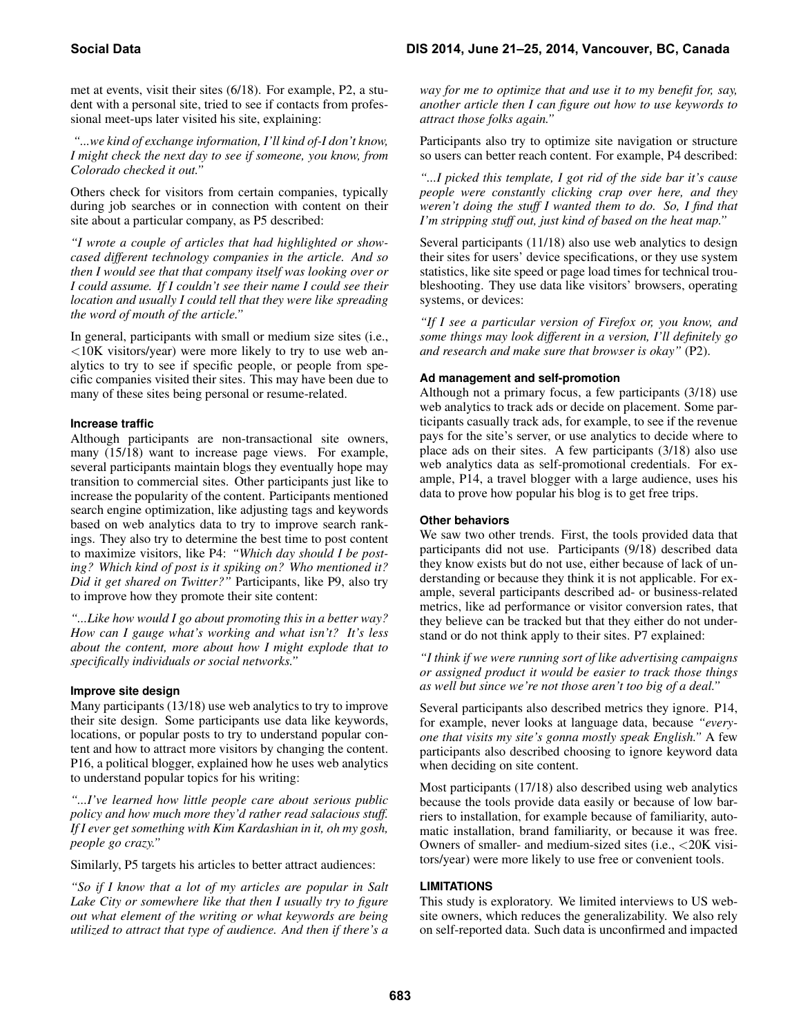met at events, visit their sites (6/18). For example, P2, a student with a personal site, tried to see if contacts from professional meet-ups later visited his site, explaining:

*"...we kind of exchange information, I'll kind of-I don't know, I might check the next day to see if someone, you know, from Colorado checked it out."*

Others check for visitors from certain companies, typically during job searches or in connection with content on their site about a particular company, as P5 described:

*"I wrote a couple of articles that had highlighted or showcased different technology companies in the article. And so then I would see that that company itself was looking over or I could assume. If I couldn't see their name I could see their location and usually I could tell that they were like spreading the word of mouth of the article."*

In general, participants with small or medium size sites (i.e., <10K visitors/year) were more likely to try to use web analytics to try to see if specific people, or people from specific companies visited their sites. This may have been due to many of these sites being personal or resume-related.

### Increase traffic

Although participants are non-transactional site owners, many (15/18) want to increase page views. For example, several participants maintain blogs they eventually hope may transition to commercial sites. Other participants just like to increase the popularity of the content. Participants mentioned search engine optimization, like adjusting tags and keywords based on web analytics data to try to improve search rankings. They also try to determine the best time to post content to maximize visitors, like P4: *"Which day should I be posting? Which kind of post is it spiking on? Who mentioned it? Did it get shared on Twitter?"* Participants, like P9, also try to improve how they promote their site content:

*"...Like how would I go about promoting this in a better way? How can I gauge what's working and what isn't? It's less about the content, more about how I might explode that to specifically individuals or social networks."*

### Improve site design

Many participants (13/18) use web analytics to try to improve their site design. Some participants use data like keywords, locations, or popular posts to try to understand popular content and how to attract more visitors by changing the content. P16, a political blogger, explained how he uses web analytics to understand popular topics for his writing:

*"...I've learned how little people care about serious public policy and how much more they'd rather read salacious stuff. If I ever get something with Kim Kardashian in it, oh my gosh, people go crazy."*

Similarly, P5 targets his articles to better attract audiences:

*"So if I know that a lot of my articles are popular in Salt Lake City or somewhere like that then I usually try to figure out what element of the writing or what keywords are being utilized to attract that type of audience. And then if there's a way for me to optimize that and use it to my benefit for, say, another article then I can figure out how to use keywords to attract those folks again."*

Participants also try to optimize site navigation or structure so users can better reach content. For example, P4 described:

*"...I picked this template, I got rid of the side bar it's cause people were constantly clicking crap over here, and they weren't doing the stuff I wanted them to do. So, I find that I'm stripping stuff out, just kind of based on the heat map."*

Several participants (11/18) also use web analytics to design their sites for users' device specifications, or they use system statistics, like site speed or page load times for technical troubleshooting. They use data like visitors' browsers, operating systems, or devices:

*"If I see a particular version of Firefox or, you know, and some things may look different in a version, I'll definitely go and research and make sure that browser is okay"* (P2).

### Ad management and self-promotion

Although not a primary focus, a few participants (3/18) use web analytics to track ads or decide on placement. Some participants casually track ads, for example, to see if the revenue pays for the site's server, or use analytics to decide where to place ads on their sites. A few participants (3/18) also use web analytics data as self-promotional credentials. For example, P14, a travel blogger with a large audience, uses his data to prove how popular his blog is to get free trips.

### Other behaviors

We saw two other trends. First, the tools provided data that participants did not use. Participants (9/18) described data they know exists but do not use, either because of lack of understanding or because they think it is not applicable. For example, several participants described ad- or business-related metrics, like ad performance or visitor conversion rates, that they believe can be tracked but that they either do not understand or do not think apply to their sites. P7 explained:

*"I think if we were running sort of like advertising campaigns or assigned product it would be easier to track those things as well but since we're not those aren't too big of a deal."*

Several participants also described metrics they ignore. P14, for example, never looks at language data, because *"everyone that visits my site's gonna mostly speak English."* A few participants also described choosing to ignore keyword data when deciding on site content.

Most participants (17/18) also described using web analytics because the tools provide data easily or because of low barriers to installation, for example because of familiarity, automatic installation, brand familiarity, or because it was free. Owners of smaller- and medium-sized sites (i.e., <20K visitors/year) were more likely to use free or convenient tools.

## LIMITATIONS

This study is exploratory. We limited interviews to US website owners, which reduces the generalizability. We also rely on self-reported data. Such data is unconfirmed and impacted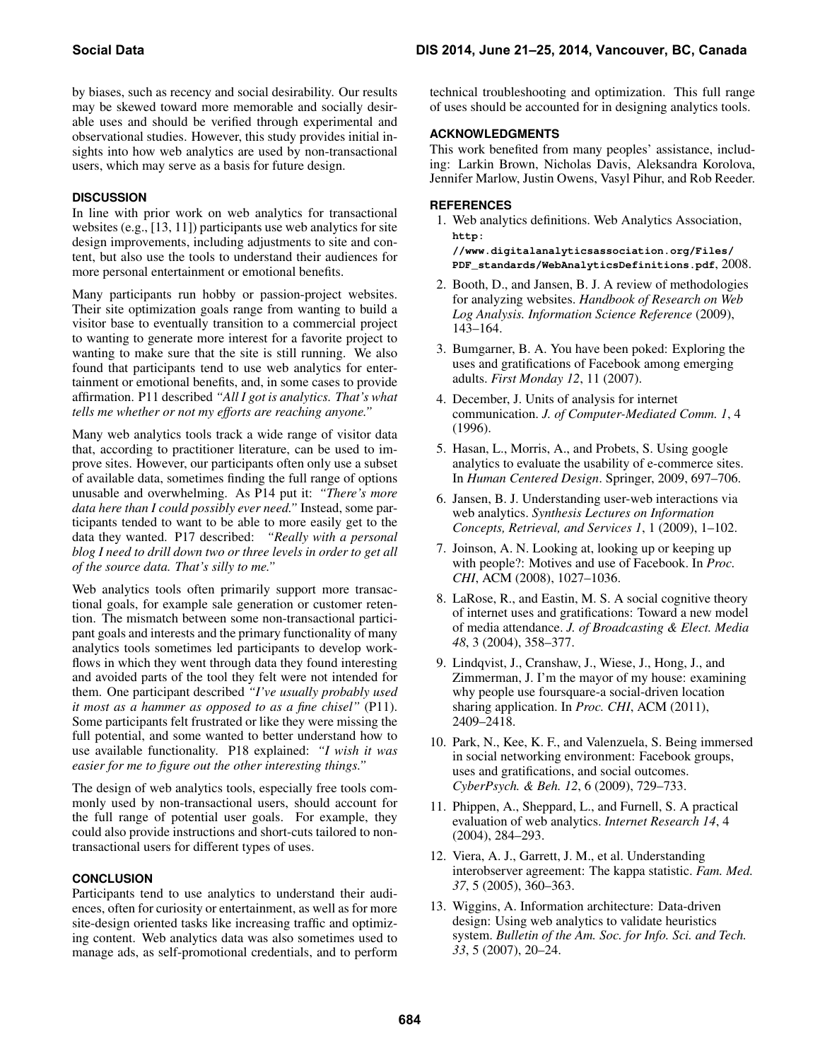by biases, such as recency and social desirability. Our results may be skewed toward more memorable and socially desirable uses and should be verified through experimental and observational studies. However, this study provides initial insights into how web analytics are used by non-transactional users, which may serve as a basis for future design.

## DISCUSSION

In line with prior work on web analytics for transactional websites (e.g., [13, 11]) participants use web analytics for site design improvements, including adjustments to site and content, but also use the tools to understand their audiences for more personal entertainment or emotional benefits.

Many participants run hobby or passion-project websites. Their site optimization goals range from wanting to build a visitor base to eventually transition to a commercial project to wanting to generate more interest for a favorite project to wanting to make sure that the site is still running. We also found that participants tend to use web analytics for entertainment or emotional benefits, and, in some cases to provide affirmation. P11 described *"All I got is analytics. That's what tells me whether or not my efforts are reaching anyone."*

Many web analytics tools track a wide range of visitor data that, according to practitioner literature, can be used to improve sites. However, our participants often only use a subset of available data, sometimes finding the full range of options unusable and overwhelming. As P14 put it: *"There's more data here than I could possibly ever need."* Instead, some participants tended to want to be able to more easily get to the data they wanted. P17 described: *"Really with a personal blog I need to drill down two or three levels in order to get all of the source data. That's silly to me."*

Web analytics tools often primarily support more transactional goals, for example sale generation or customer retention. The mismatch between some non-transactional participant goals and interests and the primary functionality of many analytics tools sometimes led participants to develop workflows in which they went through data they found interesting and avoided parts of the tool they felt were not intended for them. One participant described *"I've usually probably used it most as a hammer as opposed to as a fine chisel"* (P11). Some participants felt frustrated or like they were missing the full potential, and some wanted to better understand how to use available functionality. P18 explained: *"I wish it was easier for me to figure out the other interesting things."*

The design of web analytics tools, especially free tools commonly used by non-transactional users, should account for the full range of potential user goals. For example, they could also provide instructions and short-cuts tailored to non-transactional users for different types of uses.

## CONCLUSION

Participants tend to use analytics to understand their audiences, often for curiosity or entertainment, as well as for more site-design oriented tasks like increasing traffic and optimizing content. Web analytics data was also sometimes used to manage ads, as self-promotional credentials, and to perform technical troubleshooting and optimization. This full range of uses should be accounted for in designing analytics tools.

## ACKNOWLEDGMENTS

This work benefited from many peoples' assistance, including: Larkin Brown, Nicholas Davis, Aleksandra Korolova, Jennifer Marlow, Justin Owens, Vasyl Pihur, and Rob Reeder.

## REFERENCES

1. Web analytics definitions. Web Analytics Association, http://www.digitalanalyticsassociation.org/Files/PDF_standards/WebAnalyticsDefinitions.pdf, 2008.
2. Booth, D., and Jansen, B. J. A review of methodologies for analyzing websites. *Handbook of Research on Web Log Analysis. Information Science Reference* (2009), 143–164.
3. Bumgarner, B. A. You have been poked: Exploring the uses and gratifications of Facebook among emerging adults. *First Monday 12*, 11 (2007).
4. December, J. Units of analysis for internet communication. *J. of Computer-Mediated Comm. 1*, 4 (1996).
5. Hasan, L., Morris, A., and Probets, S. Using google analytics to evaluate the usability of e-commerce sites. In *Human Centered Design*. Springer, 2009, 697–706.
6. Jansen, B. J. Understanding user-web interactions via web analytics. *Synthesis Lectures on Information Concepts, Retrieval, and Services 1*, 1 (2009), 1–102.
7. Joinson, A. N. Looking at, looking up or keeping up with people?: Motives and use of Facebook. In *Proc. CHI*, ACM (2008), 1027–1036.
8. LaRose, R., and Eastin, M. S. A social cognitive theory of internet uses and gratifications: Toward a new model of media attendance. *J. of Broadcasting & Elect. Media 48*, 3 (2004), 358–377.
9. Lindqvist, J., Cranshaw, J., Wiese, J., Hong, J., and Zimmerman, J. I'm the mayor of my house: examining why people use foursquare-a social-driven location sharing application. In *Proc. CHI*, ACM (2011), 2409–2418.
10. Park, N., Kee, K. F., and Valenzuela, S. Being immersed in social networking environment: Facebook groups, uses and gratifications, and social outcomes. *CyberPsych. & Beh. 12*, 6 (2009), 729–733.
11. Phippen, A., Sheppard, L., and Furnell, S. A practical evaluation of web analytics. *Internet Research 14*, 4 (2004), 284–293.
12. Viera, A. J., Garrett, J. M., et al. Understanding interobserver agreement: The kappa statistic. *Fam. Med. 37*, 5 (2005), 360–363.
13. Wiggins, A. Information architecture: Data-driven design: Using web analytics to validate heuristics system. *Bulletin of the Am. Soc. for Info. Sci. and Tech. 33*, 5 (2007), 20–24.